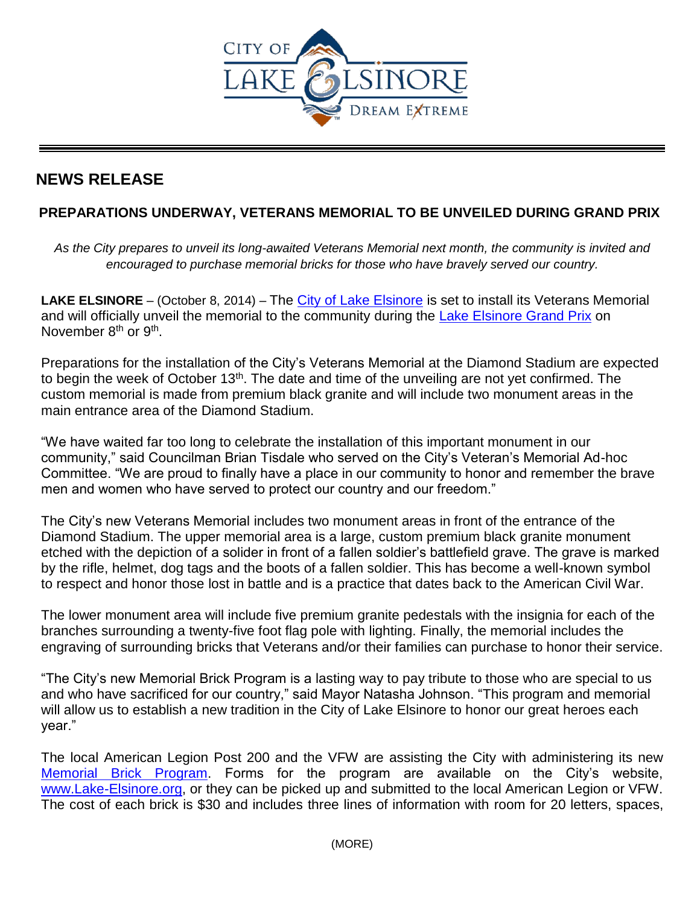CITY OF LAKE ELSINORE
DREAM EXTREME

## NEWS RELEASE

### PREPARATIONS UNDERWAY, VETERANS MEMORIAL TO BE UNVEILED DURING GRAND PRIX

*As the City prepares to unveil its long-awaited Veterans Memorial next month, the community is invited and encouraged to purchase memorial bricks for those who have bravely served our country.*

**LAKE ELSINORE** – (October 8, 2014) – The City of Lake Elsinore is set to install its Veterans Memorial and will officially unveil the memorial to the community during the Lake Elsinore Grand Prix on November 8th or 9th.

Preparations for the installation of the City's Veterans Memorial at the Diamond Stadium are expected to begin the week of October 13th. The date and time of the unveiling are not yet confirmed. The custom memorial is made from premium black granite and will include two monument areas in the main entrance area of the Diamond Stadium.

"We have waited far too long to celebrate the installation of this important monument in our community," said Councilman Brian Tisdale who served on the City's Veteran's Memorial Ad-hoc Committee. "We are proud to finally have a place in our community to honor and remember the brave men and women who have served to protect our country and our freedom."

The City's new Veterans Memorial includes two monument areas in front of the entrance of the Diamond Stadium. The upper memorial area is a large, custom premium black granite monument etched with the depiction of a solider in front of a fallen soldier's battlefield grave. The grave is marked by the rifle, helmet, dog tags and the boots of a fallen soldier. This has become a well-known symbol to respect and honor those lost in battle and is a practice that dates back to the American Civil War.

The lower monument area will include five premium granite pedestals with the insignia for each of the branches surrounding a twenty-five foot flag pole with lighting. Finally, the memorial includes the engraving of surrounding bricks that Veterans and/or their families can purchase to honor their service.

"The City's new Memorial Brick Program is a lasting way to pay tribute to those who are special to us and who have sacrificed for our country," said Mayor Natasha Johnson. "This program and memorial will allow us to establish a new tradition in the City of Lake Elsinore to honor our great heroes each year."

The local American Legion Post 200 and the VFW are assisting the City with administering its new Memorial Brick Program. Forms for the program are available on the City's website, www.Lake-Elsinore.org, or they can be picked up and submitted to the local American Legion or VFW. The cost of each brick is $30 and includes three lines of information with room for 20 letters, spaces,

(MORE)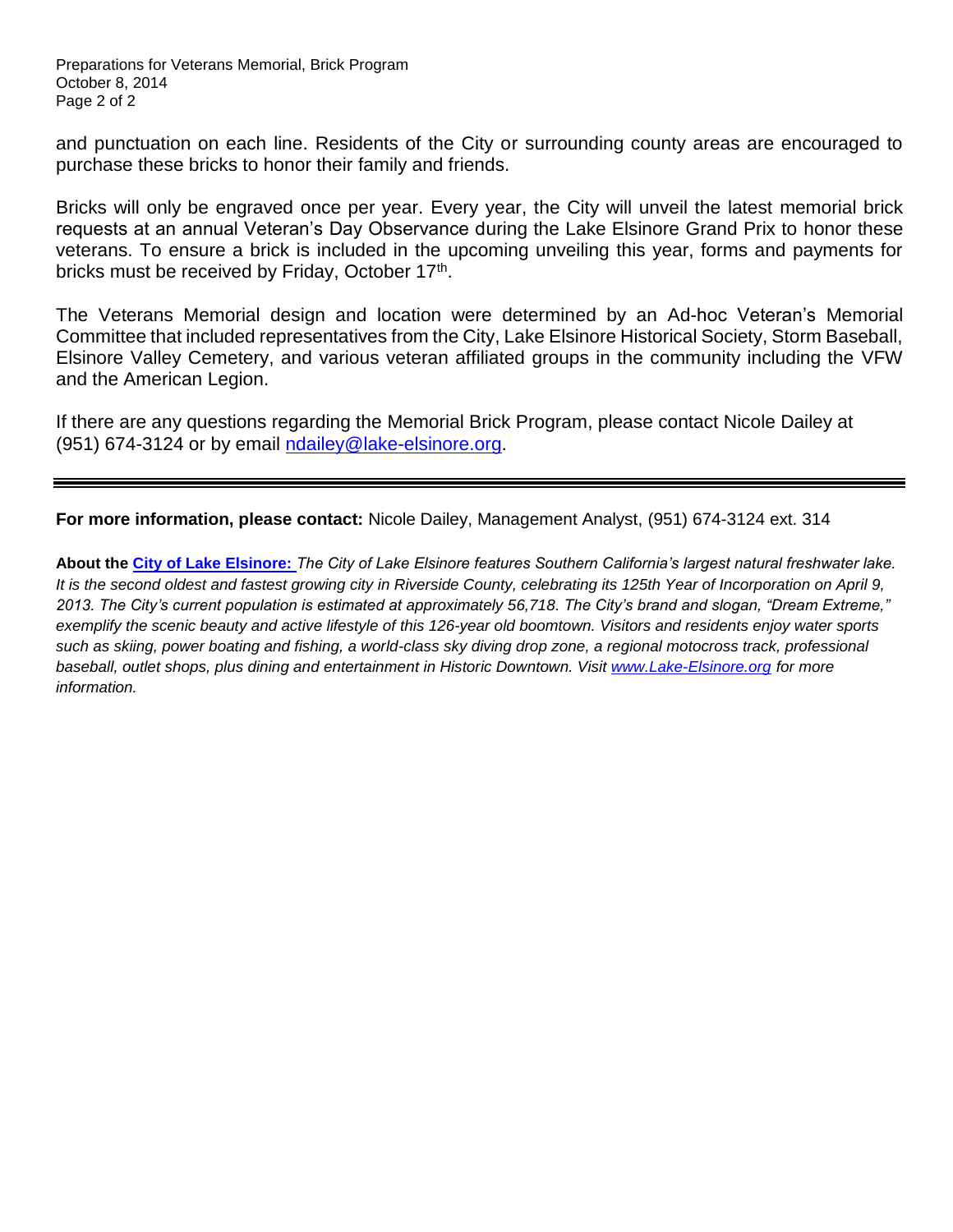and punctuation on each line. Residents of the City or surrounding county areas are encouraged to purchase these bricks to honor their family and friends.

Bricks will only be engraved once per year. Every year, the City will unveil the latest memorial brick requests at an annual Veteran's Day Observance during the Lake Elsinore Grand Prix to honor these veterans. To ensure a brick is included in the upcoming unveiling this year, forms and payments for bricks must be received by Friday, October 17th.

The Veterans Memorial design and location were determined by an Ad-hoc Veteran's Memorial Committee that included representatives from the City, Lake Elsinore Historical Society, Storm Baseball, Elsinore Valley Cemetery, and various veteran affiliated groups in the community including the VFW and the American Legion.

If there are any questions regarding the Memorial Brick Program, please contact Nicole Dailey at (951) 674-3124 or by email ndailey@lake-elsinore.org.

---

**For more information, please contact:** Nicole Dailey, Management Analyst, (951) 674-3124 ext. 314

**About the City of Lake Elsinore:** *The City of Lake Elsinore features Southern California's largest natural freshwater lake. It is the second oldest and fastest growing city in Riverside County, celebrating its 125th Year of Incorporation on April 9, 2013. The City's current population is estimated at approximately 56,718. The City's brand and slogan, "Dream Extreme," exemplify the scenic beauty and active lifestyle of this 126-year old boomtown. Visitors and residents enjoy water sports such as skiing, power boating and fishing, a world-class sky diving drop zone, a regional motocross track, professional baseball, outlet shops, plus dining and entertainment in Historic Downtown. Visit www.Lake-Elsinore.org for more information.*